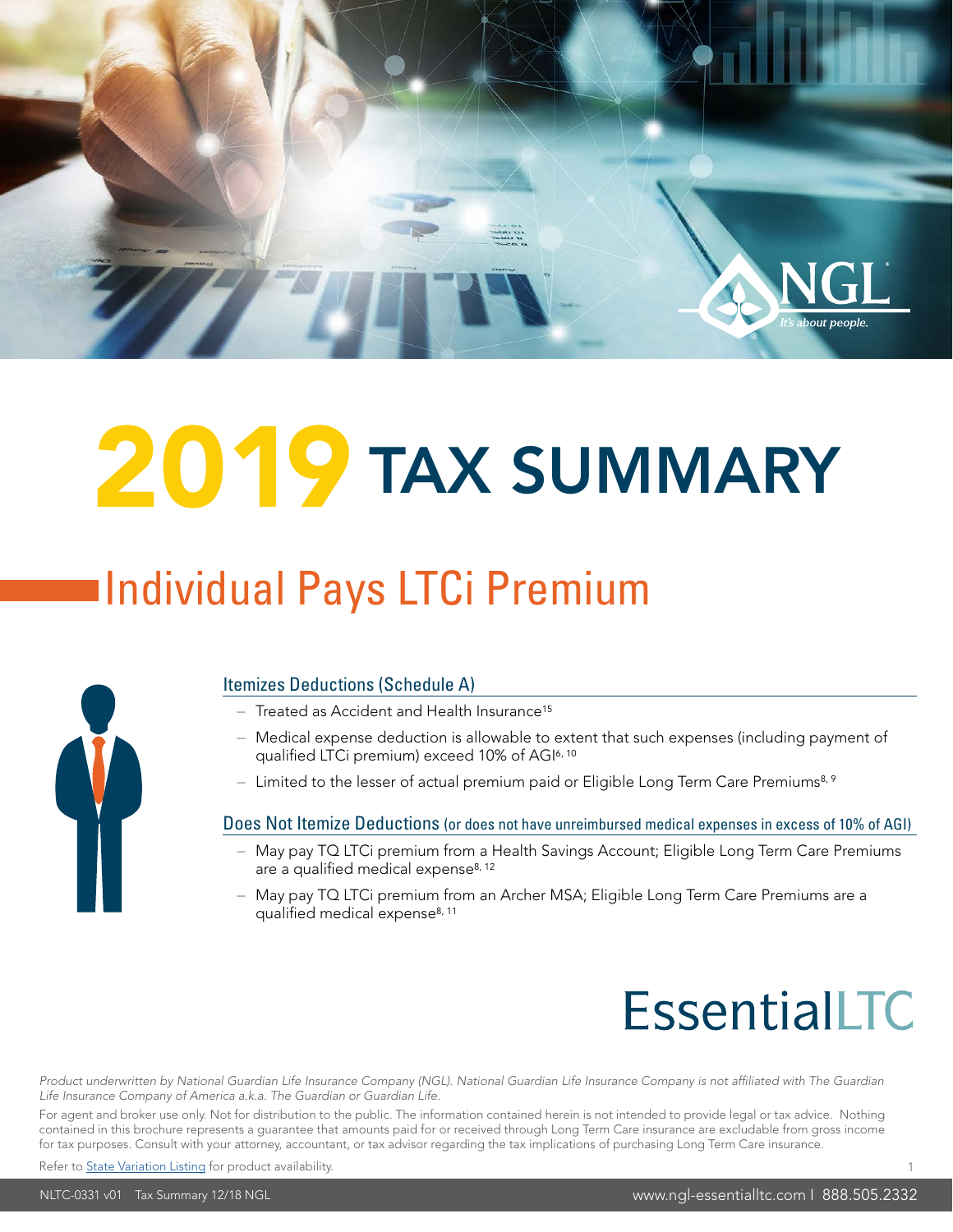# 2019 TAX SUMMARY

## Individual Pays LTCi Premium

### Itemizes Deductions (Schedule A)

- Treated as Accident and Health Insurance[15]
- Medical expense deduction is allowable to extent that such expenses (including payment of qualified LTCi premium) exceed 10% of AGI[6, 10]
- Limited to the lesser of actual premium paid or Eligible Long Term Care Premiums[8, 9]

### Does Not Itemize Deductions (or does not have unreimbursed medical expenses in excess of 10% of AGI)

- May pay TQ LTCi premium from a Health Savings Account; Eligible Long Term Care Premiums are a qualified medical expense[8, 12]
- May pay TQ LTCi premium from an Archer MSA; Eligible Long Term Care Premiums are a qualified medical expense[8, 11]

EssentialLTC

*Product underwritten by National Guardian Life Insurance Company (NGL). National Guardian Life Insurance Company is not affiliated with The Guardian Life Insurance Company of America a.k.a. The Guardian or Guardian Life.*

For agent and broker use only. Not for distribution to the public. The information contained herein is not intended to provide legal or tax advice. Nothing contained in this brochure represents a guarantee that amounts paid for or received through Long Term Care insurance are excludable from gross income for tax purposes. Consult with your attorney, accountant, or tax advisor regarding the tax implications of purchasing Long Term Care insurance.

Refer to State Variation Listing for product availability.

NLTC-0331 v01 Tax Summary 12/18 NGL

www.ngl-essentialltc.com | 888.505.2332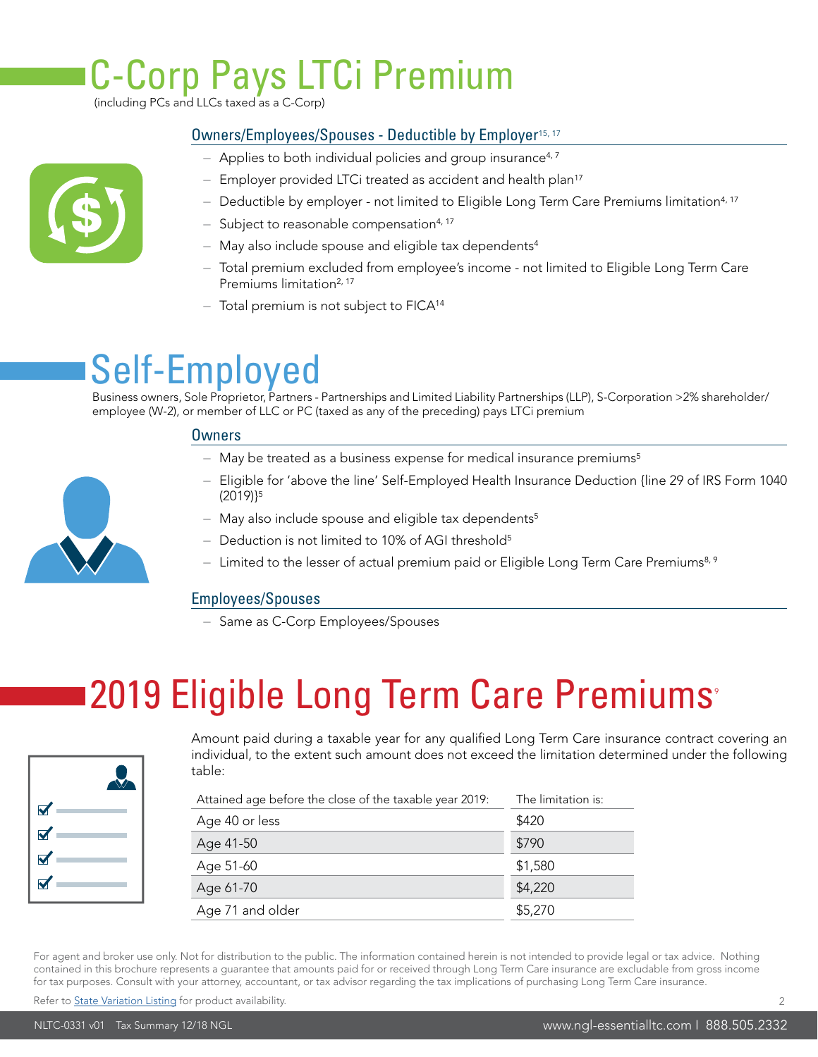# C-Corp Pays LTCi Premium

(including PCs and LLCs taxed as a C-Corp)

### Owners/Employees/Spouses - Deductible by Employer[15, 17]

- Applies to both individual policies and group insurance[4, 7]
- Employer provided LTCi treated as accident and health plan[17]
- Deductible by employer - not limited to Eligible Long Term Care Premiums limitation[4, 17]
- Subject to reasonable compensation[4, 17]
- May also include spouse and eligible tax dependents[4]
- Total premium excluded from employee's income - not limited to Eligible Long Term Care Premiums limitation[2, 17]
- Total premium is not subject to FICA[14]

# Self-Employed

Business owners, Sole Proprietor, Partners - Partnerships and Limited Liability Partnerships (LLP), S-Corporation >2% shareholder/employee (W-2), or member of LLC or PC (taxed as any of the preceding) pays LTCi premium

### Owners

- May be treated as a business expense for medical insurance premiums[5]
- Eligible for 'above the line' Self-Employed Health Insurance Deduction {line 29 of IRS Form 1040 (2019)}[5]
- May also include spouse and eligible tax dependents[5]
- Deduction is not limited to 10% of AGI threshold[5]
- Limited to the lesser of actual premium paid or Eligible Long Term Care Premiums[8, 9]

### Employees/Spouses

- Same as C-Corp Employees/Spouses

# 2019 Eligible Long Term Care Premiums[9]

Amount paid during a taxable year for any qualified Long Term Care insurance contract covering an individual, to the extent such amount does not exceed the limitation determined under the following table:

| Attained age before the close of the taxable year 2019: | The limitation is: |
|---|---|
| Age 40 or less | $420 |
| Age 41-50 | $790 |
| Age 51-60 | $1,580 |
| Age 61-70 | $4,220 |
| Age 71 and older | $5,270 |

For agent and broker use only. Not for distribution to the public. The information contained herein is not intended to provide legal or tax advice. Nothing contained in this brochure represents a guarantee that amounts paid for or received through Long Term Care insurance are excludable from gross income for tax purposes. Consult with your attorney, accountant, or tax advisor regarding the tax implications of purchasing Long Term Care insurance.

Refer to State Variation Listing for product availability.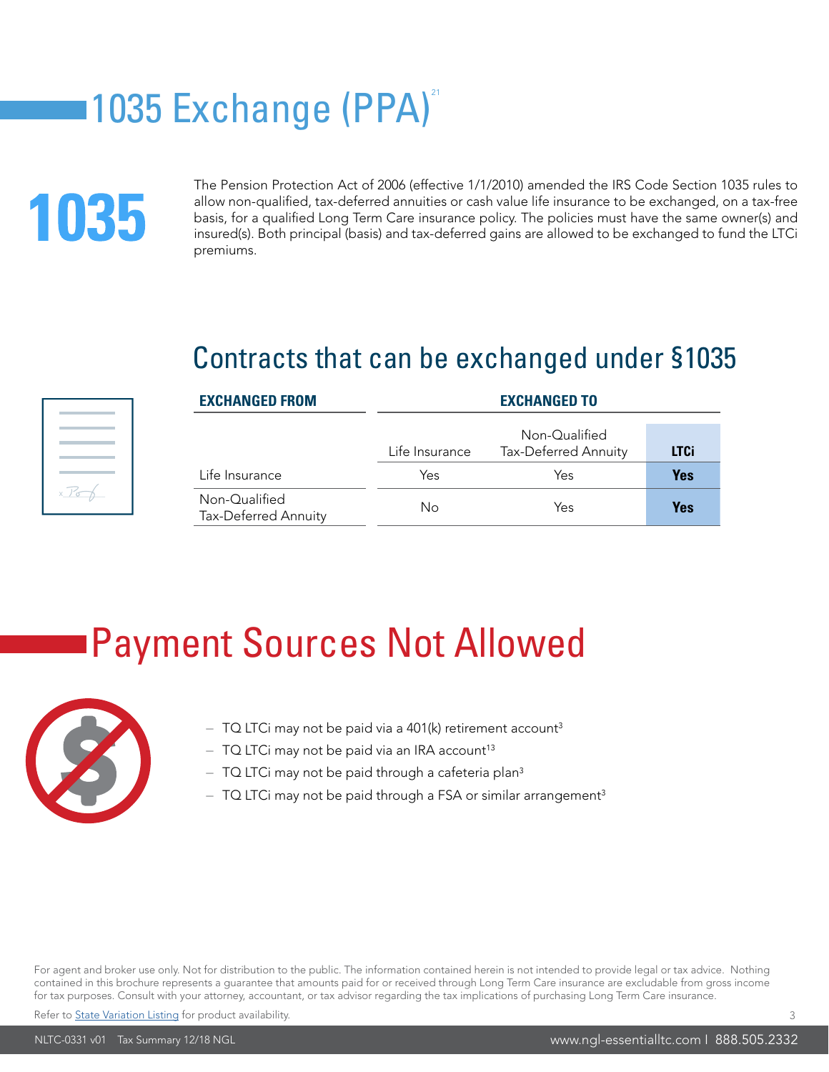# 1035 Exchange (PPA)[21]

**1035**

The Pension Protection Act of 2006 (effective 1/1/2010) amended the IRS Code Section 1035 rules to allow non-qualified, tax-deferred annuities or cash value life insurance to be exchanged, on a tax-free basis, for a qualified Long Term Care insurance policy. The policies must have the same owner(s) and insured(s). Both principal (basis) and tax-deferred gains are allowed to be exchanged to fund the LTCi premiums.

## Contracts that can be exchanged under §1035

| EXCHANGED FROM | EXCHANGED TO | | |
|---|---|---|---|
| | Life Insurance | Non-Qualified Tax-Deferred Annuity | LTCi |
| Life Insurance | Yes | Yes | **Yes** |
| Non-Qualified Tax-Deferred Annuity | No | Yes | **Yes** |

# Payment Sources Not Allowed

- TQ LTCi may not be paid via a 401(k) retirement account[3]
- TQ LTCi may not be paid via an IRA account[13]
- TQ LTCi may not be paid through a cafeteria plan[3]
- TQ LTCi may not be paid through a FSA or similar arrangement[3]

For agent and broker use only. Not for distribution to the public. The information contained herein is not intended to provide legal or tax advice. Nothing contained in this brochure represents a guarantee that amounts paid for or received through Long Term Care insurance are excludable from gross income for tax purposes. Consult with your attorney, accountant, or tax advisor regarding the tax implications of purchasing Long Term Care insurance.

Refer to State Variation Listing for product availability.

NLTC-0331 v01 Tax Summary 12/18 NGL

www.ngl-essentialltc.com I 888.505.2332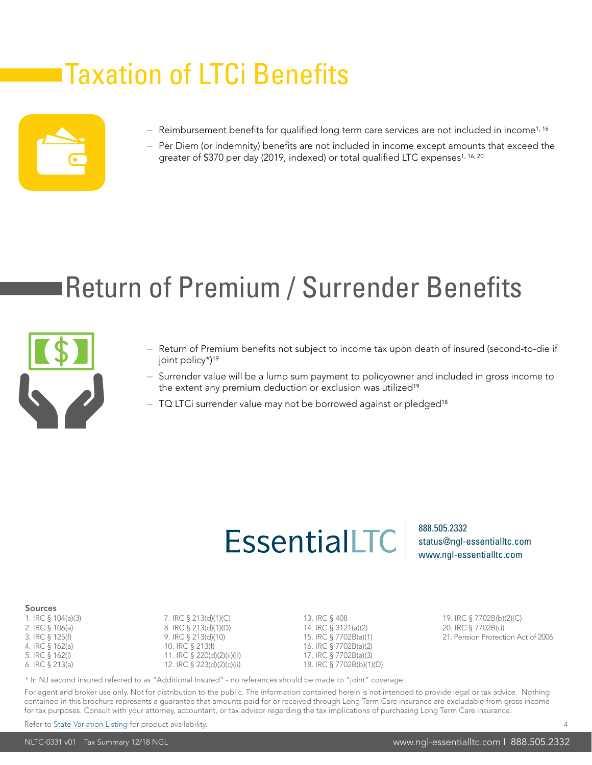# Taxation of LTCi Benefits

- Reimbursement benefits for qualified long term care services are not included in income[1, 16]
- Per Diem (or indemnity) benefits are not included in income except amounts that exceed the greater of $370 per day (2019, indexed) or total qualified LTC expenses[1, 16, 20]

# Return of Premium / Surrender Benefits

- Return of Premium benefits not subject to income tax upon death of insured (second-to-die if joint policy*)[19]
- Surrender value will be a lump sum payment to policyowner and included in gross income to the extent any premium deduction or exclusion was utilized[19]
- TQ LTCi surrender value may not be borrowed against or pledged[18]

EssentialLTC

888.505.2332
status@ngl-essentialltc.com
www.ngl-essentialltc.com

**Sources**

1. IRC § 104(a)(3)
2. IRC § 106(a)
3. IRC § 125(f)
4. IRC § 162(a)
5. IRC § 162(l)
6. IRC § 213(a)
7. IRC § 213(d)(1)(C)
8. IRC § 213(d)(1)(D)
9. IRC § 213(d)(10)
10. IRC § 213(f)
11. IRC § 220(d)(2)(ii)(II)
12. IRC § 223(d)(2)(c)(ii)
13. IRC § 408
14. IRC § 3121(a)(2)
15. IRC § 7702B(a)(1)
16. IRC § 7702B(a)(2)
17. IRC § 7702B(a)(3)
18. IRC § 7702B(b)(1)(D)
19. IRC § 7702B(b)(2)(C)
20. IRC § 7702B(d)
21. Pension Protection Act of 2006

* In NJ second insured referred to as "Additional Insured" - no references should be made to "joint" coverage.

For agent and broker use only. Not for distribution to the public. The information contained herein is not intended to provide legal or tax advice. Nothing contained in this brochure represents a guarantee that amounts paid for or received through Long Term Care insurance are excludable from gross income for tax purposes. Consult with your attorney, accountant, or tax advisor regarding the tax implications of purchasing Long Term Care insurance.

Refer to State Variation Listing for product availability.

NLTC-0331 v01 Tax Summary 12/18 NGL